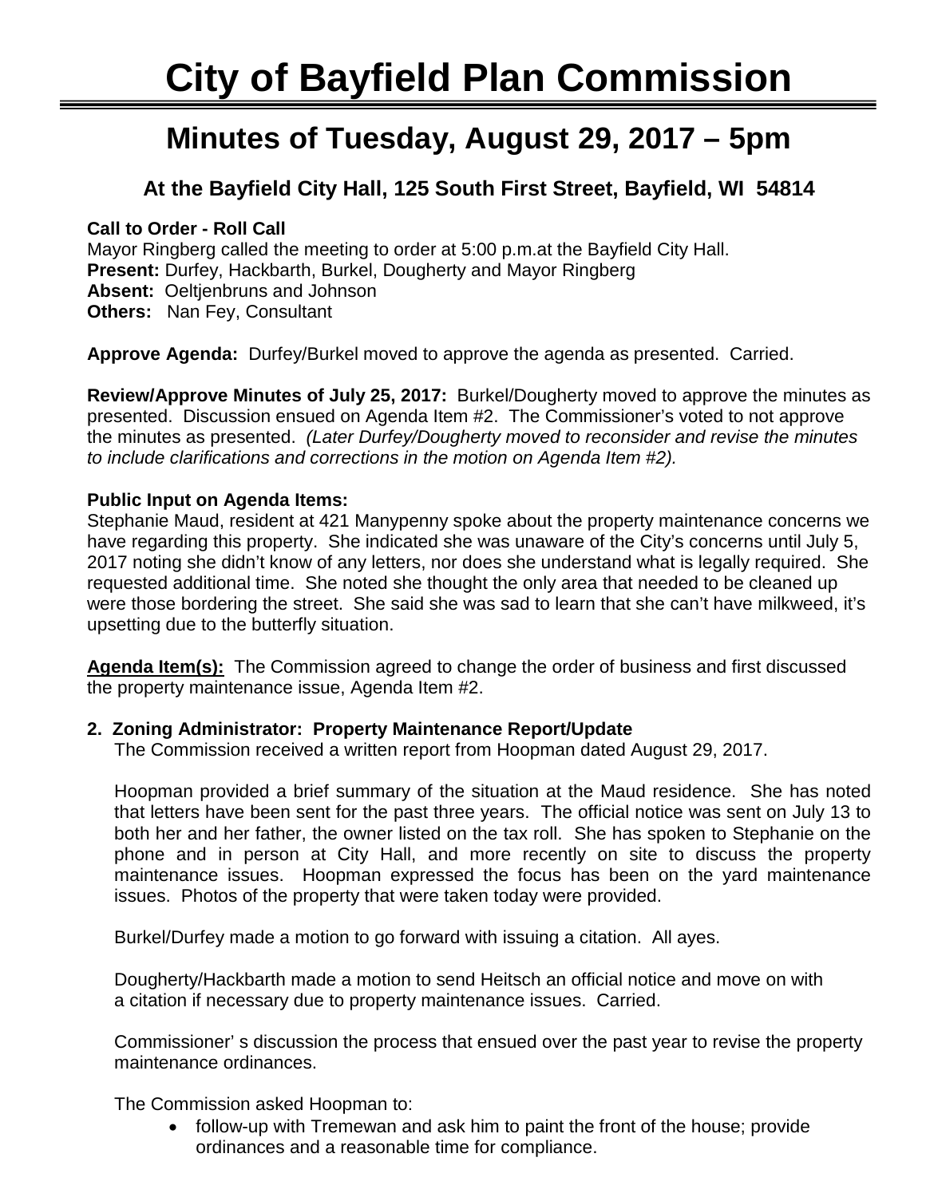# City of Bayfield Plan Commission

## Minutes of Tuesday, August 29, 2017 – 5pm

### At the Bayfield City Hall, 125 South First Street, Bayfield, WI 54814

**Call to Order - Roll Call**
Mayor Ringberg called the meeting to order at 5:00 p.m.at the Bayfield City Hall.
**Present:** Durfey, Hackbarth, Burkel, Dougherty and Mayor Ringberg
**Absent:** Oeltjenbruns and Johnson
**Others:** Nan Fey, Consultant

**Approve Agenda:** Durfey/Burkel moved to approve the agenda as presented. Carried.

**Review/Approve Minutes of July 25, 2017:** Burkel/Dougherty moved to approve the minutes as presented. Discussion ensued on Agenda Item #2. The Commissioner's voted to not approve the minutes as presented. *(Later Durfey/Dougherty moved to reconsider and revise the minutes to include clarifications and corrections in the motion on Agenda Item #2).*

**Public Input on Agenda Items:**
Stephanie Maud, resident at 421 Manypenny spoke about the property maintenance concerns we have regarding this property. She indicated she was unaware of the City's concerns until July 5, 2017 noting she didn't know of any letters, nor does she understand what is legally required. She requested additional time. She noted she thought the only area that needed to be cleaned up were those bordering the street. She said she was sad to learn that she can't have milkweed, it's upsetting due to the butterfly situation.

**<u>Agenda Item(s):</u>** The Commission agreed to change the order of business and first discussed the property maintenance issue, Agenda Item #2.

**2. Zoning Administrator: Property Maintenance Report/Update**

The Commission received a written report from Hoopman dated August 29, 2017.

Hoopman provided a brief summary of the situation at the Maud residence. She has noted that letters have been sent for the past three years. The official notice was sent on July 13 to both her and her father, the owner listed on the tax roll. She has spoken to Stephanie on the phone and in person at City Hall, and more recently on site to discuss the property maintenance issues. Hoopman expressed the focus has been on the yard maintenance issues. Photos of the property that were taken today were provided.

Burkel/Durfey made a motion to go forward with issuing a citation. All ayes.

Dougherty/Hackbarth made a motion to send Heitsch an official notice and move on with a citation if necessary due to property maintenance issues. Carried.

Commissioner' s discussion the process that ensued over the past year to revise the property maintenance ordinances.

The Commission asked Hoopman to:

- follow-up with Tremewan and ask him to paint the front of the house; provide ordinances and a reasonable time for compliance.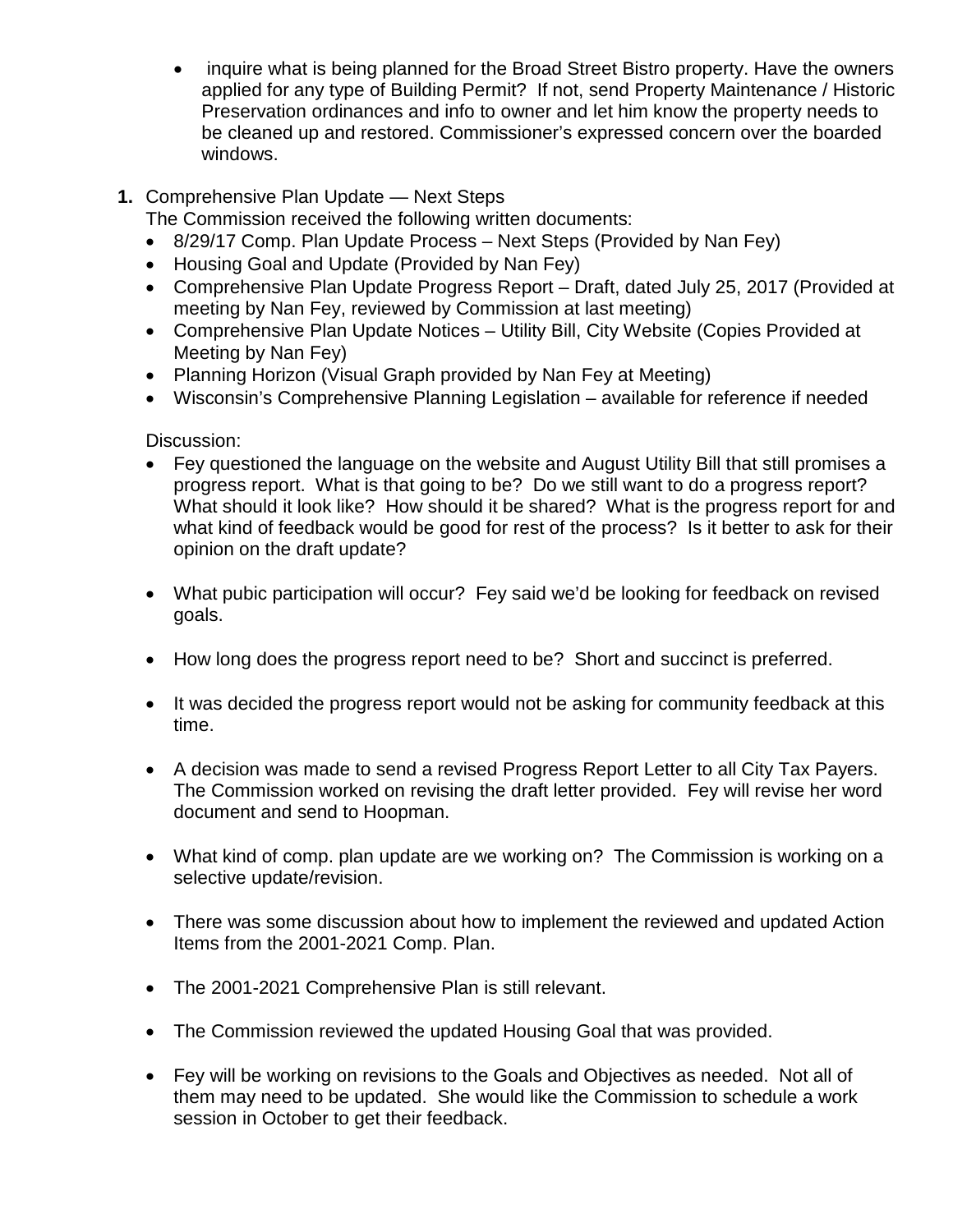- inquire what is being planned for the Broad Street Bistro property. Have the owners applied for any type of Building Permit? If not, send Property Maintenance / Historic Preservation ordinances and info to owner and let him know the property needs to be cleaned up and restored. Commissioner's expressed concern over the boarded windows.

1. Comprehensive Plan Update — Next Steps

   The Commission received the following written documents:

   - 8/29/17 Comp. Plan Update Process – Next Steps (Provided by Nan Fey)
   - Housing Goal and Update (Provided by Nan Fey)
   - Comprehensive Plan Update Progress Report – Draft, dated July 25, 2017 (Provided at meeting by Nan Fey, reviewed by Commission at last meeting)
   - Comprehensive Plan Update Notices – Utility Bill, City Website (Copies Provided at Meeting by Nan Fey)
   - Planning Horizon (Visual Graph provided by Nan Fey at Meeting)
   - Wisconsin's Comprehensive Planning Legislation – available for reference if needed

   Discussion:

   - Fey questioned the language on the website and August Utility Bill that still promises a progress report. What is that going to be? Do we still want to do a progress report? What should it look like? How should it be shared? What is the progress report for and what kind of feedback would be good for rest of the process? Is it better to ask for their opinion on the draft update?

   - What pubic participation will occur? Fey said we'd be looking for feedback on revised goals.

   - How long does the progress report need to be? Short and succinct is preferred.

   - It was decided the progress report would not be asking for community feedback at this time.

   - A decision was made to send a revised Progress Report Letter to all City Tax Payers. The Commission worked on revising the draft letter provided. Fey will revise her word document and send to Hoopman.

   - What kind of comp. plan update are we working on? The Commission is working on a selective update/revision.

   - There was some discussion about how to implement the reviewed and updated Action Items from the 2001-2021 Comp. Plan.

   - The 2001-2021 Comprehensive Plan is still relevant.

   - The Commission reviewed the updated Housing Goal that was provided.

   - Fey will be working on revisions to the Goals and Objectives as needed. Not all of them may need to be updated. She would like the Commission to schedule a work session in October to get their feedback.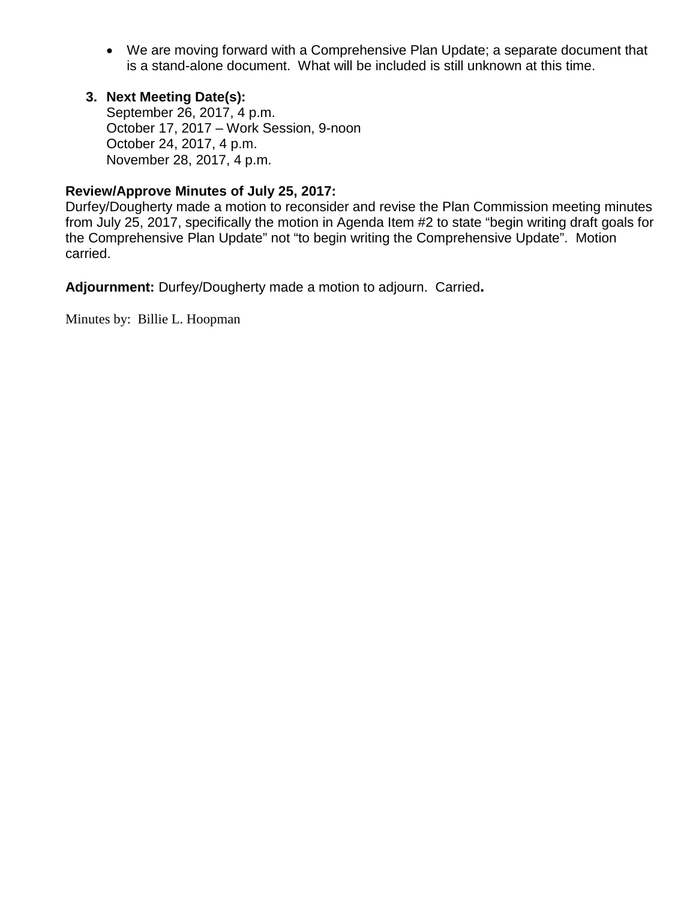- We are moving forward with a Comprehensive Plan Update; a separate document that is a stand-alone document.  What will be included is still unknown at this time.

3. **Next Meeting Date(s):**
   September 26, 2017, 4 p.m.
   October 17, 2017 – Work Session, 9-noon
   October 24, 2017, 4 p.m.
   November 28, 2017, 4 p.m.

**Review/Approve Minutes of July 25, 2017:**
Durfey/Dougherty made a motion to reconsider and revise the Plan Commission meeting minutes from July 25, 2017, specifically the motion in Agenda Item #2 to state "begin writing draft goals for the Comprehensive Plan Update" not "to begin writing the Comprehensive Update".  Motion carried.

**Adjournment:** Durfey/Dougherty made a motion to adjourn.  Carried**.**

Minutes by:  Billie L. Hoopman